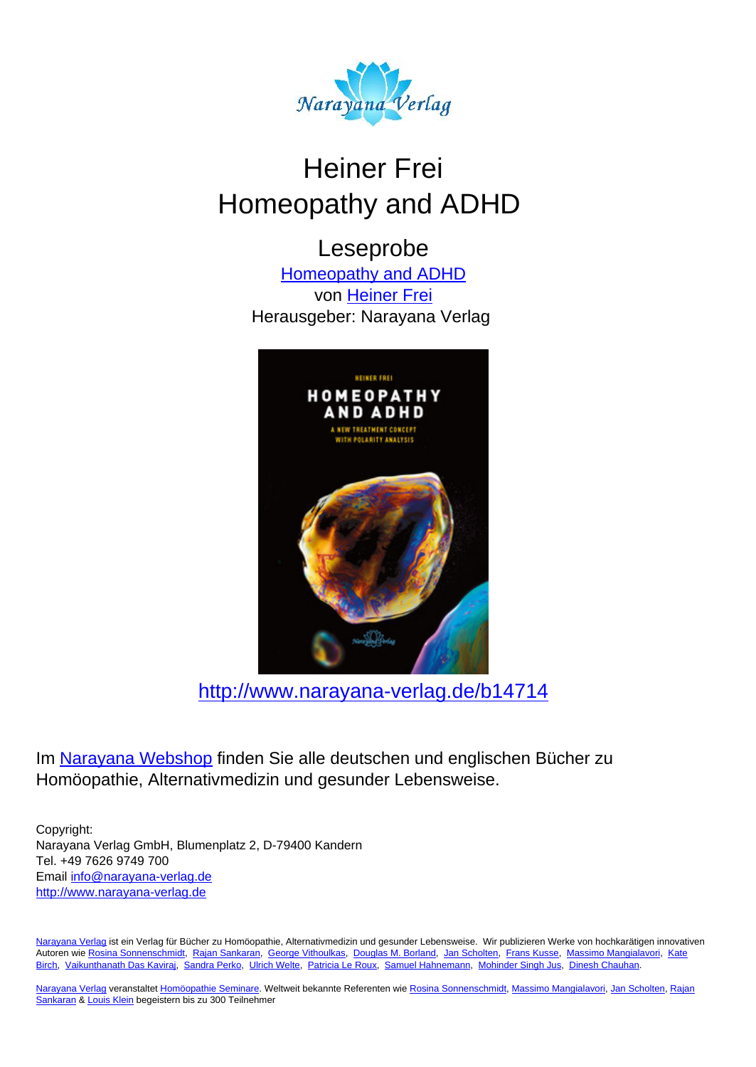# Heiner Frei
# Homeopathy and ADHD

## Leseprobe

[Homeopathy and ADHD](http://www.narayana-verlag.de/b14714)
von [Heiner Frei](http://www.narayana-verlag.de/b14714)
Herausgeber: Narayana Verlag

[http://www.narayana-verlag.de/b14714](http://www.narayana-verlag.de/b14714)

Im [Narayana Webshop](http://www.narayana-verlag.de) finden Sie alle deutschen und englischen Bücher zu Homöopathie, Alternativmedizin und gesunder Lebensweise.

Copyright:
Narayana Verlag GmbH, Blumenplatz 2, D-79400 Kandern
Tel. +49 7626 9749 700
Email [info@narayana-verlag.de](mailto:info@narayana-verlag.de)
[http://www.narayana-verlag.de](http://www.narayana-verlag.de)

Narayana Verlag ist ein Verlag für Bücher zu Homöopathie, Alternativmedizin und gesunder Lebensweise. Wir publizieren Werke von hochkarätigen innovativen Autoren wie Rosina Sonnenschmidt, Rajan Sankaran, George Vithoulkas, Douglas M. Borland, Jan Scholten, Frans Kusse, Massimo Mangialavori, Kate Birch, Vaikunthanath Das Kaviraj, Sandra Perko, Ulrich Welte, Patricia Le Roux, Samuel Hahnemann, Mohinder Singh Jus, Dinesh Chauhan.

Narayana Verlag veranstaltet Homöopathie Seminare. Weltweit bekannte Referenten wie Rosina Sonnenschmidt, Massimo Mangialavori, Jan Scholten, Rajan Sankaran & Louis Klein begeistern bis zu 300 Teilnehmer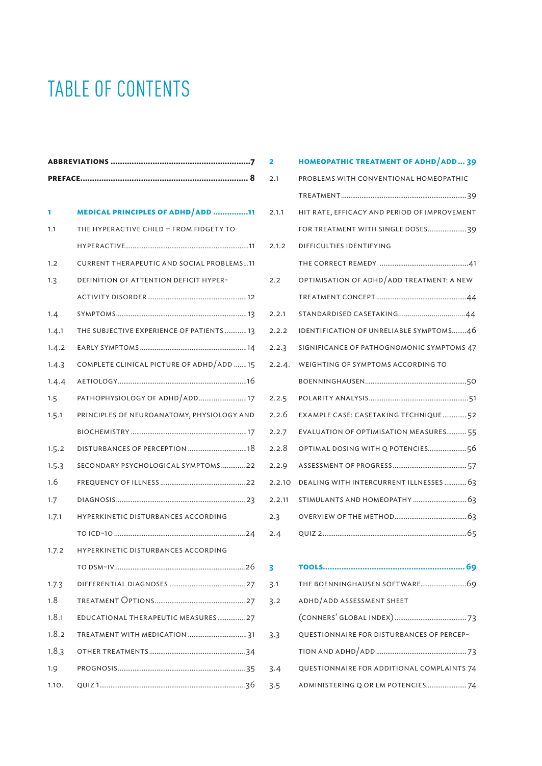# TABLE OF CONTENTS

**ABBREVIATIONS** .......... 7

**PREFACE** .......... 8

**1 MEDICAL PRINCIPLES OF ADHD/ADD** .......... 11

- 1.1 THE HYPERACTIVE CHILD – FROM FIDGETY TO HYPERACTIVE .......... 11
- 1.2 CURRENT THERAPEUTIC AND SOCIAL PROBLEMS .......... 11
- 1.3 DEFINITION OF ATTENTION DEFICIT HYPER-ACTIVITY DISORDER .......... 12
- 1.4 SYMPTOMS .......... 13
  - 1.4.1 THE SUBJECTIVE EXPERIENCE OF PATIENTS .......... 13
  - 1.4.2 EARLY SYMPTOMS .......... 14
  - 1.4.3 COMPLETE CLINICAL PICTURE OF ADHD/ADD .......... 15
  - 1.4.4 AETIOLOGY .......... 16
- 1.5 PATHOPHYSIOLOGY OF ADHD/ADD .......... 17
  - 1.5.1 PRINCIPLES OF NEUROANATOMY, PHYSIOLOGY AND BIOCHEMISTRY .......... 17
  - 1.5.2 DISTURBANCES OF PERCEPTION .......... 18
  - 1.5.3 SECONDARY PSYCHOLOGICAL SYMPTOMS .......... 22
- 1.6 FREQUENCY OF ILLNESS .......... 22
- 1.7 DIAGNOSIS .......... 23
  - 1.7.1 HYPERKINETIC DISTURBANCES ACCORDING TO ICD-10 .......... 24
  - 1.7.2 HYPERKINETIC DISTURBANCES ACCORDING TO DSM-IV .......... 26
  - 1.7.3 DIFFERENTIAL DIAGNOSES .......... 27
- 1.8 TREATMENT OPTIONS .......... 27
  - 1.8.1 EDUCATIONAL THERAPEUTIC MEASURES .......... 27
  - 1.8.2 TREATMENT WITH MEDICATION .......... 31
  - 1.8.3 OTHER TREATMENTS .......... 34
- 1.9 PROGNOSIS .......... 35
- 1.10. QUIZ 1 .......... 36

**2 HOMEOPATHIC TREATMENT OF ADHD/ADD** .......... 39

- 2.1 PROBLEMS WITH CONVENTIONAL HOMEOPATHIC TREATMENT .......... 39
  - 2.1.1 HIT RATE, EFFICACY AND PERIOD OF IMPROVEMENT FOR TREATMENT WITH SINGLE DOSES .......... 39
  - 2.1.2 DIFFICULTIES IDENTIFYING THE CORRECT REMEDY .......... 41
- 2.2 OPTIMISATION OF ADHD/ADD TREATMENT: A NEW TREATMENT CONCEPT .......... 44
  - 2.2.1 STANDARDISED CASETAKING .......... 44
  - 2.2.2 IDENTIFICATION OF UNRELIABLE SYMPTOMS .......... 46
  - 2.2.3 SIGNIFICANCE OF PATHOGNOMONIC SYMPTOMS 47
  - 2.2.4. WEIGHTING OF SYMPTOMS ACCORDING TO BOENNINGHAUSEN .......... 50
  - 2.2.5 POLARITY ANALYSIS .......... 51
  - 2.2.6 EXAMPLE CASE: CASETAKING TECHNIQUE .......... 52
  - 2.2.7 EVALUATION OF OPTIMISATION MEASURES .......... 55
  - 2.2.8 OPTIMAL DOSING WITH Q POTENCIES .......... 56
  - 2.2.9 ASSESSMENT OF PROGRESS .......... 57
  - 2.2.10 DEALING WITH INTERCURRENT ILLNESSES .......... 63
  - 2.2.11 STIMULANTS AND HOMEOPATHY .......... 63
- 2.3 OVERVIEW OF THE METHOD .......... 63
- 2.4 QUIZ 2 .......... 65

**3 TOOLS** .......... 69

- 3.1 THE BOENNINGHAUSEN SOFTWARE .......... 69
- 3.2 ADHD/ADD ASSESSMENT SHEET (CONNERS' GLOBAL INDEX) .......... 73
- 3.3 QUESTIONNAIRE FOR DISTURBANCES OF PERCEPTION AND ADHD/ADD .......... 73
- 3.4 QUESTIONNAIRE FOR ADDITIONAL COMPLAINTS 74
- 3.5 ADMINISTERING Q OR LM POTENCIES .......... 74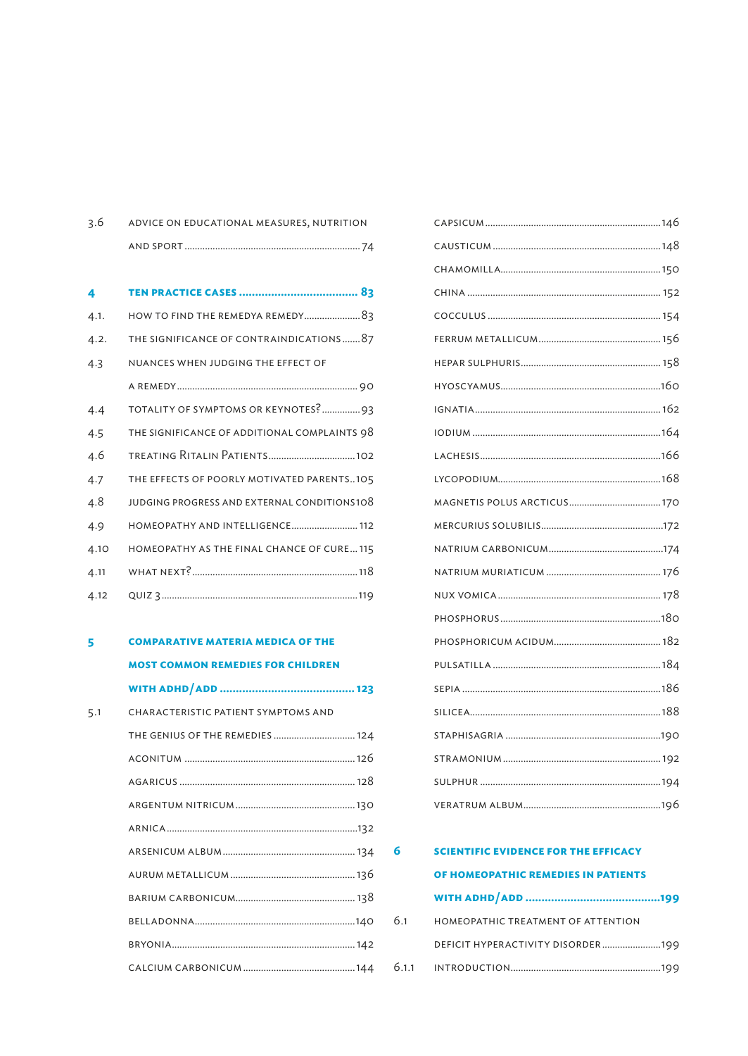3.6 ADVICE ON EDUCATIONAL MEASURES, NUTRITION AND SPORT ..... 74

## 4 TEN PRACTICE CASES ..... 83

4.1. HOW TO FIND THE REMEDYA REMEDY ..... 83
4.2. THE SIGNIFICANCE OF CONTRAINDICATIONS ..... 87
4.3 NUANCES WHEN JUDGING THE EFFECT OF A REMEDY ..... 90
4.4 TOTALITY OF SYMPTOMS OR KEYNOTES? ..... 93
4.5 THE SIGNIFICANCE OF ADDITIONAL COMPLAINTS 98
4.6 TREATING RITALIN PATIENTS ..... 102
4.7 THE EFFECTS OF POORLY MOTIVATED PARENTS..105
4.8 JUDGING PROGRESS AND EXTERNAL CONDITIONS108
4.9 HOMEOPATHY AND INTELLIGENCE ..... 112
4.10 HOMEOPATHY AS THE FINAL CHANCE OF CURE ... 115
4.11 WHAT NEXT? ..... 118
4.12 QUIZ 3 ..... 119

## 5 COMPARATIVE MATERIA MEDICA OF THE MOST COMMON REMEDIES FOR CHILDREN WITH ADHD/ADD ..... 123

5.1 CHARACTERISTIC PATIENT SYMPTOMS AND THE GENIUS OF THE REMEDIES ..... 124

ACONITUM ..... 126
AGARICUS ..... 128
ARGENTUM NITRICUM ..... 130
ARNICA ..... 132
ARSENICUM ALBUM ..... 134
AURUM METALLICUM ..... 136
BARIUM CARBONICUM ..... 138
BELLADONNA ..... 140
BRYONIA ..... 142
CALCIUM CARBONICUM ..... 144
CAPSICUM ..... 146
CAUSTICUM ..... 148
CHAMOMILLA ..... 150
CHINA ..... 152
COCCULUS ..... 154
FERRUM METALLICUM ..... 156
HEPAR SULPHURIS ..... 158
HYOSCYAMUS ..... 160
IGNATIA ..... 162
IODIUM ..... 164
LACHESIS ..... 166
LYCOPODIUM ..... 168
MAGNETIS POLUS ARCTICUS ..... 170
MERCURIUS SOLUBILIS ..... 172
NATRIUM CARBONICUM ..... 174
NATRIUM MURIATICUM ..... 176
NUX VOMICA ..... 178
PHOSPHORUS ..... 180
PHOSPHORICUM ACIDUM ..... 182
PULSATILLA ..... 184
SEPIA ..... 186
SILICEA ..... 188
STAPHISAGRIA ..... 190
STRAMONIUM ..... 192
SULPHUR ..... 194
VERATRUM ALBUM ..... 196

## 6 SCIENTIFIC EVIDENCE FOR THE EFFICACY OF HOMEOPATHIC REMEDIES IN PATIENTS WITH ADHD/ADD ..... 199

6.1 HOMEOPATHIC TREATMENT OF ATTENTION DEFICIT HYPERACTIVITY DISORDER ..... 199
6.1.1 INTRODUCTION ..... 199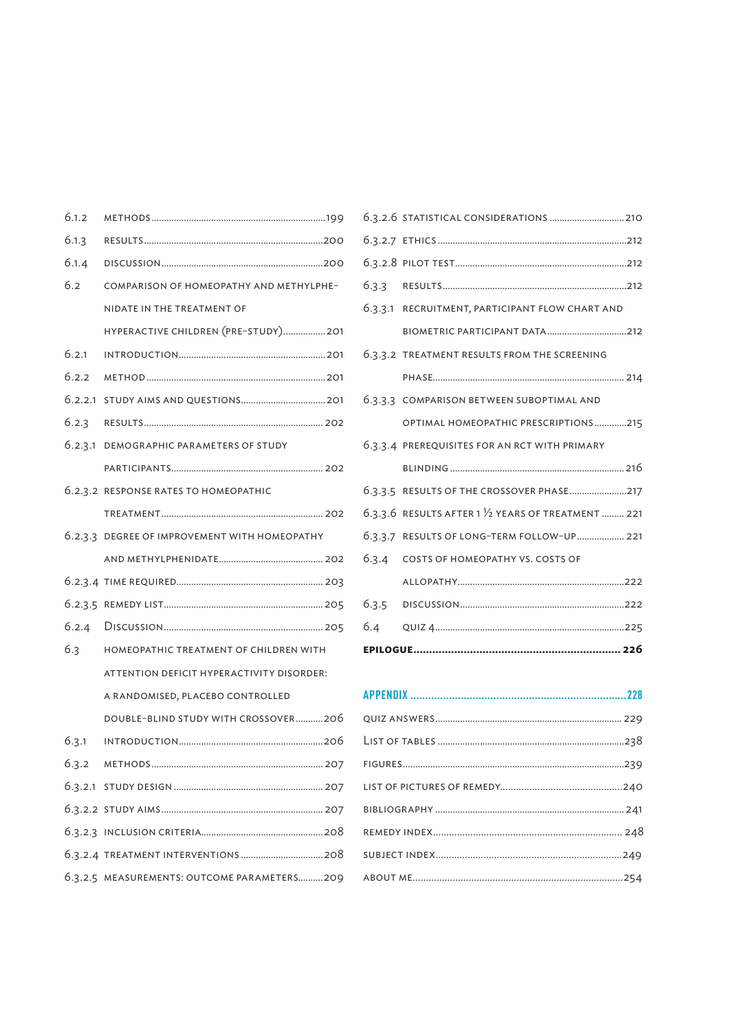6.1.2 METHODS ... 199

6.1.3 RESULTS ... 200

6.1.4 DISCUSSION ... 200

6.2 COMPARISON OF HOMEOPATHY AND METHYLPHENIDATE IN THE TREATMENT OF HYPERACTIVE CHILDREN (PRE-STUDY) ... 201

6.2.1 INTRODUCTION ... 201

6.2.2 METHOD ... 201

6.2.2.1 STUDY AIMS AND QUESTIONS ... 201

6.2.3 RESULTS ... 202

6.2.3.1 DEMOGRAPHIC PARAMETERS OF STUDY PARTICIPANTS ... 202

6.2.3.2 RESPONSE RATES TO HOMEOPATHIC TREATMENT ... 202

6.2.3.3 DEGREE OF IMPROVEMENT WITH HOMEOPATHY AND METHYLPHENIDATE ... 202

6.2.3.4 TIME REQUIRED ... 203

6.2.3.5 REMEDY LIST ... 205

6.2.4 DISCUSSION ... 205

6.3 HOMEOPATHIC TREATMENT OF CHILDREN WITH ATTENTION DEFICIT HYPERACTIVITY DISORDER: A RANDOMISED, PLACEBO CONTROLLED DOUBLE-BLIND STUDY WITH CROSSOVER ... 206

6.3.1 INTRODUCTION ... 206

6.3.2 METHODS ... 207

6.3.2.1 STUDY DESIGN ... 207

6.3.2.2 STUDY AIMS ... 207

6.3.2.3 INCLUSION CRITERIA ... 208

6.3.2.4 TREATMENT INTERVENTIONS ... 208

6.3.2.5 MEASUREMENTS: OUTCOME PARAMETERS ... 209

6.3.2.6 STATISTICAL CONSIDERATIONS ... 210

6.3.2.7 ETHICS ... 212

6.3.2.8 PILOT TEST ... 212

6.3.3 RESULTS ... 212

6.3.3.1 RECRUITMENT, PARTICIPANT FLOW CHART AND BIOMETRIC PARTICIPANT DATA ... 212

6.3.3.2 TREATMENT RESULTS FROM THE SCREENING PHASE ... 214

6.3.3.3 COMPARISON BETWEEN SUBOPTIMAL AND OPTIMAL HOMEOPATHIC PRESCRIPTIONS ... 215

6.3.3.4 PREREQUISITES FOR AN RCT WITH PRIMARY BLINDING ... 216

6.3.3.5 RESULTS OF THE CROSSOVER PHASE ... 217

6.3.3.6 RESULTS AFTER 1 ½ YEARS OF TREATMENT ... 221

6.3.3.7 RESULTS OF LONG-TERM FOLLOW-UP ... 221

6.3.4 COSTS OF HOMEOPATHY VS. COSTS OF ALLOPATHY ... 222

6.3.5 DISCUSSION ... 222

6.4 QUIZ 4 ... 225

**EPILOGUE ... 226**

**APPENDIX ... 228**

QUIZ ANSWERS ... 229

LIST OF TABLES ... 238

FIGURES ... 239

LIST OF PICTURES OF REMEDY ... 240

BIBLIOGRAPHY ... 241

REMEDY INDEX ... 248

SUBJECT INDEX ... 249

ABOUT ME ... 254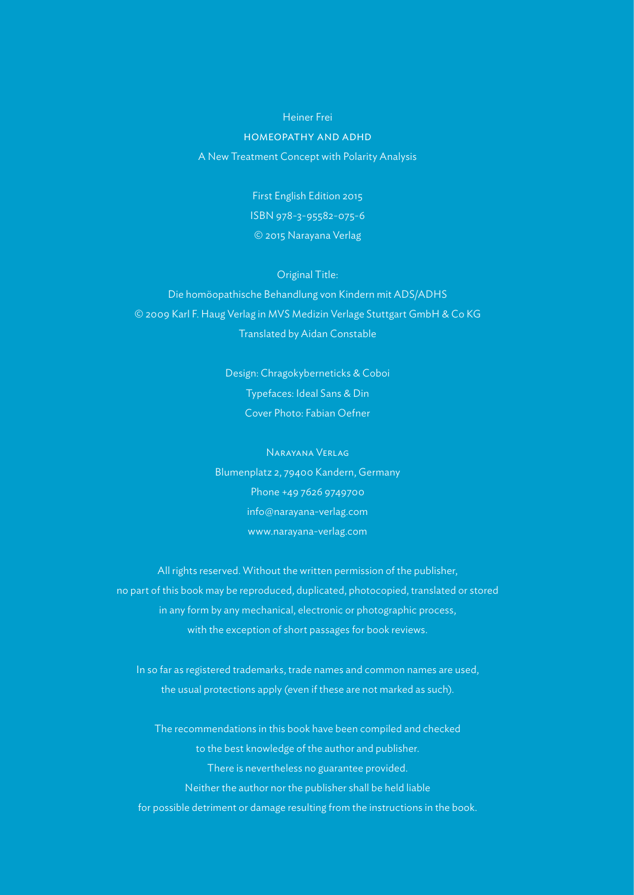Heiner Frei

HOMEOPATHY AND ADHD

A New Treatment Concept with Polarity Analysis

First English Edition 2015

ISBN 978-3-95582-075-6

© 2015 Narayana Verlag

Original Title:

Die homöopathische Behandlung von Kindern mit ADS/ADHS

© 2009 Karl F. Haug Verlag in MVS Medizin Verlage Stuttgart GmbH & Co KG

Translated by Aidan Constable

Design: Chragokyberneticks & Coboi

Typefaces: Ideal Sans & Din

Cover Photo: Fabian Oefner

Narayana Verlag

Blumenplatz 2, 79400 Kandern, Germany

Phone +49 7626 9749700

info@narayana-verlag.com

www.narayana-verlag.com

All rights reserved. Without the written permission of the publisher, no part of this book may be reproduced, duplicated, photocopied, translated or stored in any form by any mechanical, electronic or photographic process, with the exception of short passages for book reviews.

In so far as registered trademarks, trade names and common names are used, the usual protections apply (even if these are not marked as such).

The recommendations in this book have been compiled and checked to the best knowledge of the author and publisher. There is nevertheless no guarantee provided. Neither the author nor the publisher shall be held liable for possible detriment or damage resulting from the instructions in the book.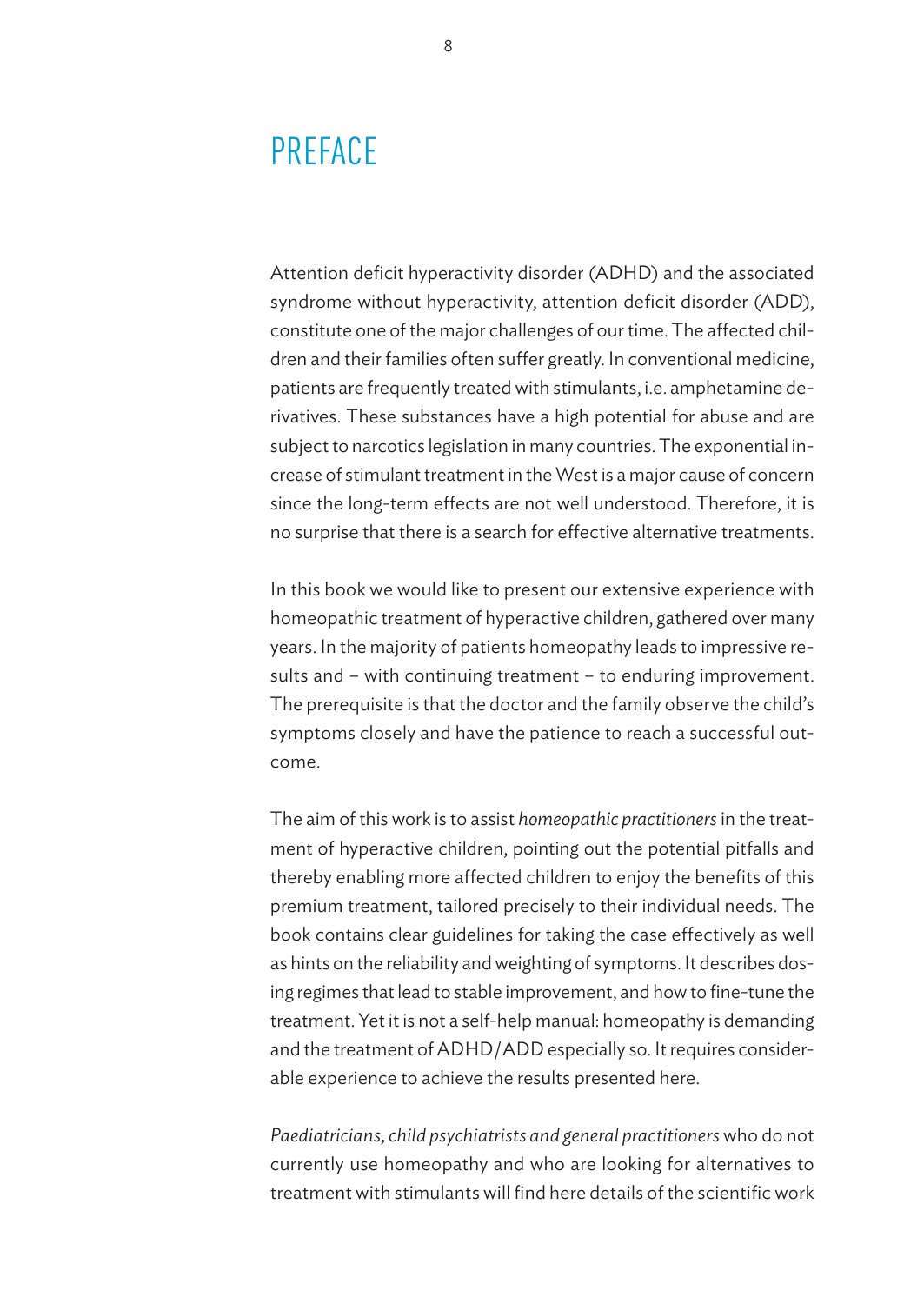# PREFACE

Attention deficit hyperactivity disorder (ADHD) and the associated syndrome without hyperactivity, attention deficit disorder (ADD), constitute one of the major challenges of our time. The affected children and their families often suffer greatly. In conventional medicine, patients are frequently treated with stimulants, i.e. amphetamine derivatives. These substances have a high potential for abuse and are subject to narcotics legislation in many countries. The exponential increase of stimulant treatment in the West is a major cause of concern since the long-term effects are not well understood. Therefore, it is no surprise that there is a search for effective alternative treatments.

In this book we would like to present our extensive experience with homeopathic treatment of hyperactive children, gathered over many years. In the majority of patients homeopathy leads to impressive results and – with continuing treatment – to enduring improvement. The prerequisite is that the doctor and the family observe the child's symptoms closely and have the patience to reach a successful outcome.

The aim of this work is to assist *homeopathic practitioners* in the treatment of hyperactive children, pointing out the potential pitfalls and thereby enabling more affected children to enjoy the benefits of this premium treatment, tailored precisely to their individual needs. The book contains clear guidelines for taking the case effectively as well as hints on the reliability and weighting of symptoms. It describes dosing regimes that lead to stable improvement, and how to fine-tune the treatment. Yet it is not a self-help manual: homeopathy is demanding and the treatment of ADHD/ADD especially so. It requires considerable experience to achieve the results presented here.

*Paediatricians, child psychiatrists and general practitioners* who do not currently use homeopathy and who are looking for alternatives to treatment with stimulants will find here details of the scientific work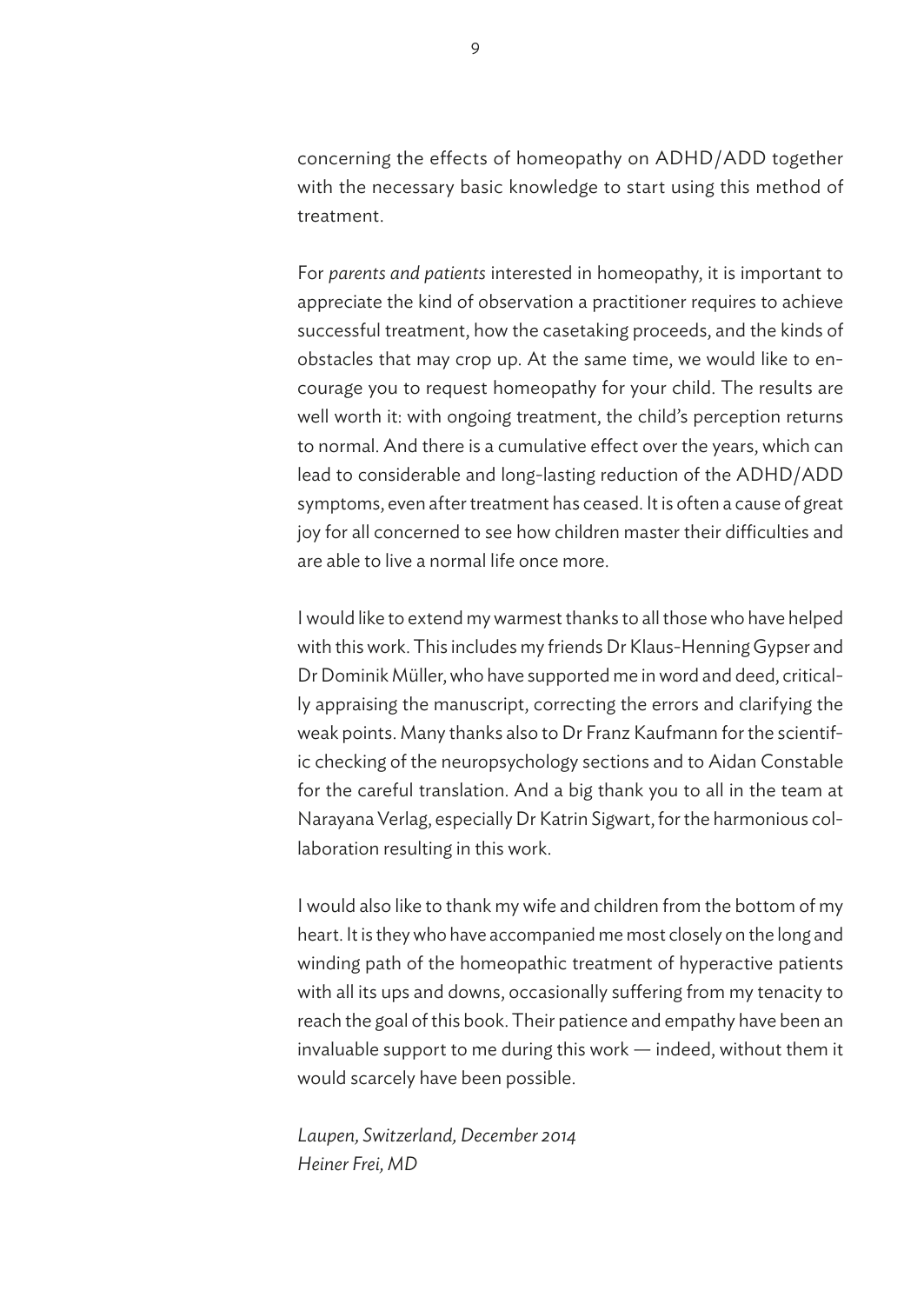concerning the effects of homeopathy on ADHD/ADD together with the necessary basic knowledge to start using this method of treatment.

For *parents and patients* interested in homeopathy, it is important to appreciate the kind of observation a practitioner requires to achieve successful treatment, how the casetaking proceeds, and the kinds of obstacles that may crop up. At the same time, we would like to encourage you to request homeopathy for your child. The results are well worth it: with ongoing treatment, the child's perception returns to normal. And there is a cumulative effect over the years, which can lead to considerable and long-lasting reduction of the ADHD/ADD symptoms, even after treatment has ceased. It is often a cause of great joy for all concerned to see how children master their difficulties and are able to live a normal life once more.

I would like to extend my warmest thanks to all those who have helped with this work. This includes my friends Dr Klaus-Henning Gypser and Dr Dominik Müller, who have supported me in word and deed, critically appraising the manuscript, correcting the errors and clarifying the weak points. Many thanks also to Dr Franz Kaufmann for the scientific checking of the neuropsychology sections and to Aidan Constable for the careful translation. And a big thank you to all in the team at Narayana Verlag, especially Dr Katrin Sigwart, for the harmonious collaboration resulting in this work.

I would also like to thank my wife and children from the bottom of my heart. It is they who have accompanied me most closely on the long and winding path of the homeopathic treatment of hyperactive patients with all its ups and downs, occasionally suffering from my tenacity to reach the goal of this book. Their patience and empathy have been an invaluable support to me during this work — indeed, without them it would scarcely have been possible.

*Laupen, Switzerland, December 2014*
*Heiner Frei, MD*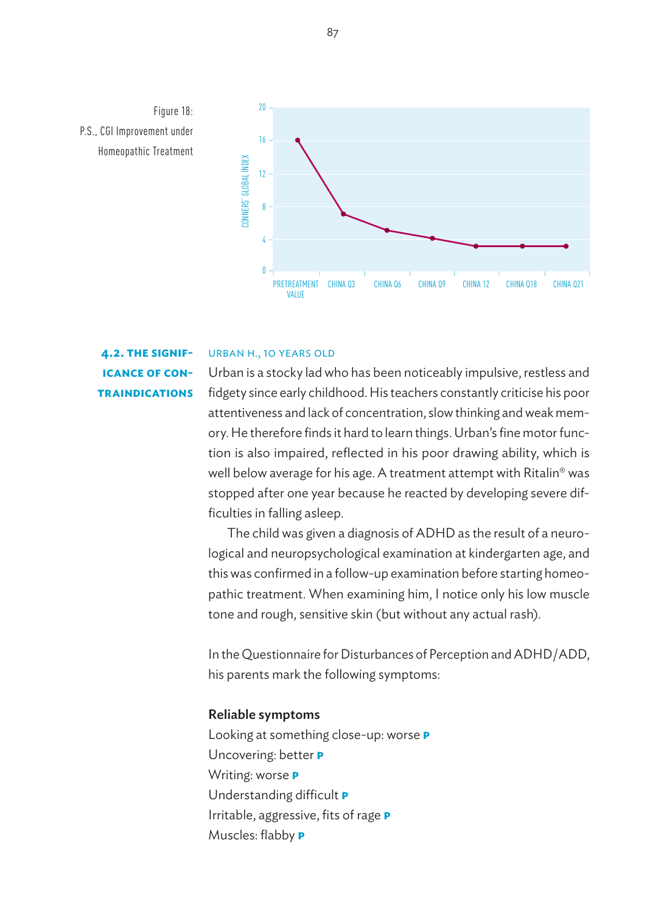Figure 18: P.S., CGI Improvement under Homeopathic Treatment

## 4.2. The Significance of Contraindications

URBAN H., 10 YEARS OLD

Urban is a stocky lad who has been noticeably impulsive, restless and fidgety since early childhood. His teachers constantly criticise his poor attentiveness and lack of concentration, slow thinking and weak memory. He therefore finds it hard to learn things. Urban's fine motor function is also impaired, reflected in his poor drawing ability, which is well below average for his age. A treatment attempt with Ritalin® was stopped after one year because he reacted by developing severe difficulties in falling asleep.

The child was given a diagnosis of ADHD as the result of a neurological and neuropsychological examination at kindergarten age, and this was confirmed in a follow-up examination before starting homeopathic treatment. When examining him, I notice only his low muscle tone and rough, sensitive skin (but without any actual rash).

In the Questionnaire for Disturbances of Perception and ADHD/ADD, his parents mark the following symptoms:

**Reliable symptoms**

Looking at something close-up: worse **P**
Uncovering: better **P**
Writing: worse **P**
Understanding difficult **P**
Irritable, aggressive, fits of rage **P**
Muscles: flabby **P**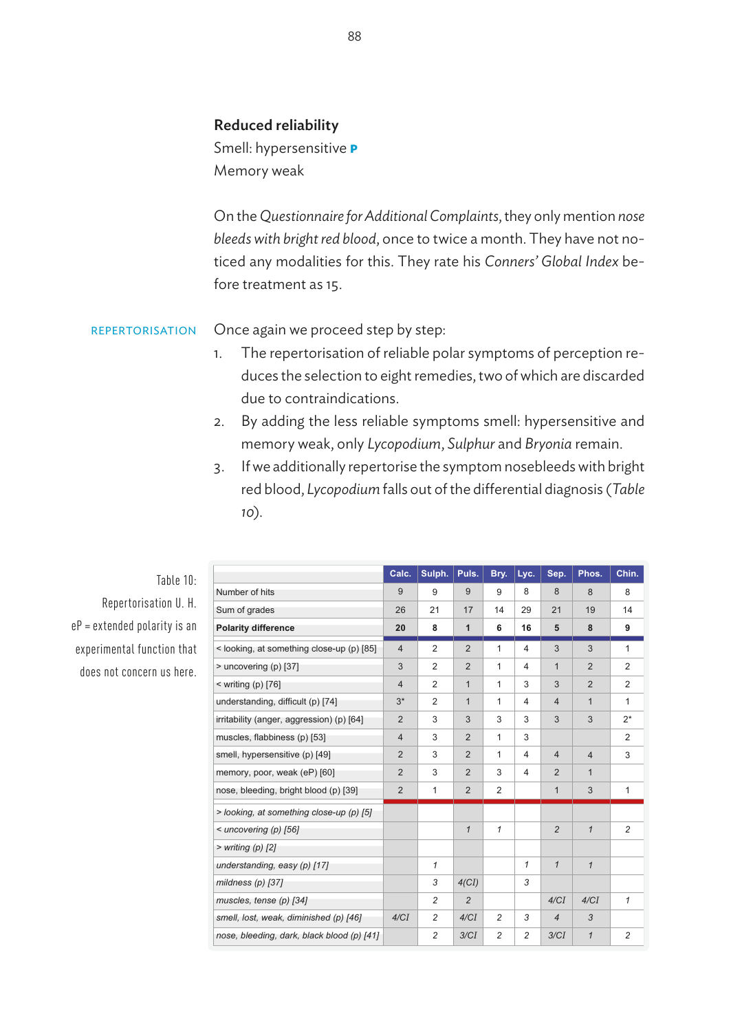**Reduced reliability**

Smell: hypersensitive **P**

Memory weak

On the *Questionnaire for Additional Complaints*, they only mention *nose bleeds with bright red blood*, once to twice a month. They have not noticed any modalities for this. They rate his *Conners' Global Index* before treatment as 15.

REPERTORISATION

Once again we proceed step by step:

1. The repertorisation of reliable polar symptoms of perception reduces the selection to eight remedies, two of which are discarded due to contraindications.
2. By adding the less reliable symptoms smell: hypersensitive and memory weak, only *Lycopodium*, *Sulphur* and *Bryonia* remain.
3. If we additionally repertorise the symptom nosebleeds with bright red blood, *Lycopodium* falls out of the differential diagnosis (*Table 10*).

Table 10: Repertorisation U. H. eP = extended polarity is an experimental function that does not concern us here.

| | Calc. | Sulph. | Puls. | Bry. | Lyc. | Sep. | Phos. | Chin. |
|---|---|---|---|---|---|---|---|---|
| Number of hits | 9 | 9 | 9 | 9 | 8 | 8 | 8 | 8 |
| Sum of grades | 26 | 21 | 17 | 14 | 29 | 21 | 19 | 14 |
| **Polarity difference** | **20** | **8** | **1** | **6** | **16** | **5** | **8** | **9** |
| < looking, at something close-up (p) [85] | 4 | 2 | 2 | 1 | 4 | 3 | 3 | 1 |
| > uncovering (p) [37] | 3 | 2 | 2 | 1 | 4 | 1 | 2 | 2 |
| < writing (p) [76] | 4 | 2 | 1 | 1 | 3 | 3 | 2 | 2 |
| understanding, difficult (p) [74] | 3* | 2 | 1 | 1 | 4 | 4 | 1 | 1 |
| irritability (anger, aggression) (p) [64] | 2 | 3 | 3 | 3 | 3 | 3 | 3 | 2* |
| muscles, flabbiness (p) [53] | 4 | 3 | 2 | 1 | 3 | | | 2 |
| smell, hypersensitive (p) [49] | 2 | 3 | 2 | 1 | 4 | 4 | 4 | 3 |
| memory, poor, weak (eP) [60] | 2 | 3 | 2 | 3 | 4 | 2 | 1 | |
| nose, bleeding, bright blood (p) [39] | 2 | 1 | 2 | 2 | | 1 | 3 | 1 |
| *> looking, at something close-up (p) [5]* | | | | | | | | |
| *< uncovering (p) [56]* | | | *1* | *1* | | *2* | *1* | *2* |
| *> writing (p) [2]* | | | | | | | | |
| *understanding, easy (p) [17]* | | *1* | | | *1* | *1* | *1* | |
| *mildness (p) [37]* | | *3* | *4(CI)* | | *3* | | | |
| *muscles, tense (p) [34]* | | *2* | *2* | | | *4/CI* | *4/CI* | *1* |
| *smell, lost, weak, diminished (p) [46]* | *4/CI* | *2* | *4/CI* | *2* | *3* | *4* | *3* | |
| *nose, bleeding, dark, black blood (p) [41]* | | *2* | *3/CI* | *2* | *2* | *3/CI* | *1* | *2* |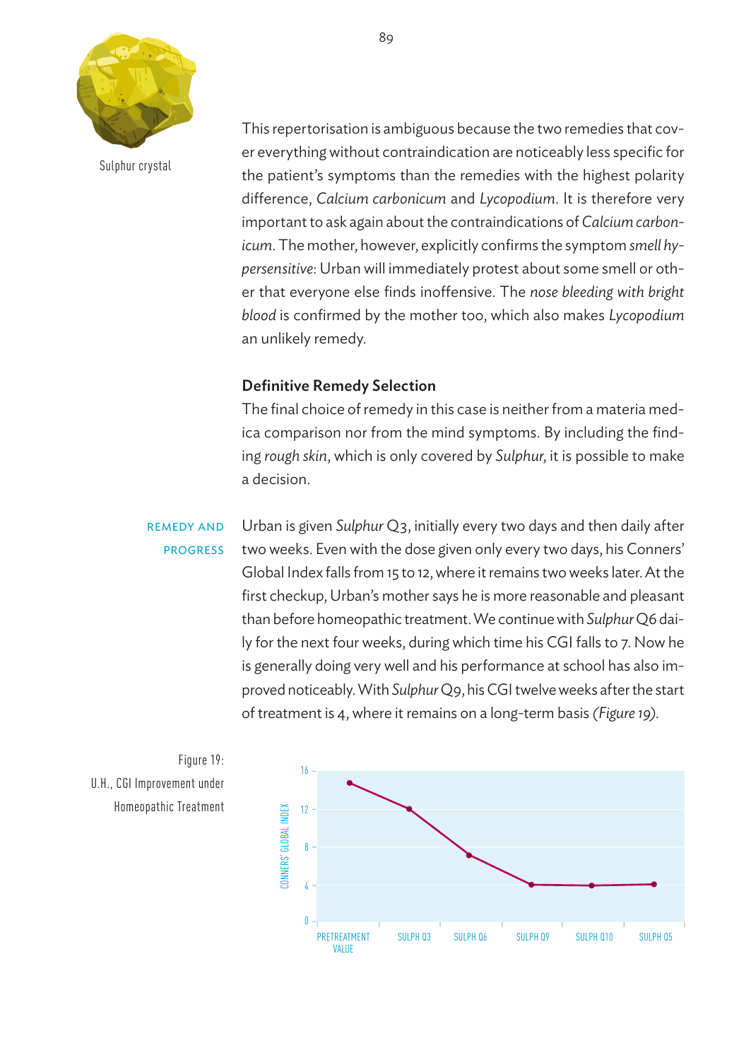Sulphur crystal

This repertorisation is ambiguous because the two remedies that cover everything without contraindication are noticeably less specific for the patient's symptoms than the remedies with the highest polarity difference, *Calcium carbonicum* and *Lycopodium*. It is therefore very important to ask again about the contraindications of *Calcium carbonicum*. The mother, however, explicitly confirms the symptom *smell hypersensitive*: Urban will immediately protest about some smell or other that everyone else finds inoffensive. The *nose bleeding with bright blood* is confirmed by the mother too, which also makes *Lycopodium* an unlikely remedy.

### Definitive Remedy Selection

The final choice of remedy in this case is neither from a materia medica comparison nor from the mind symptoms. By including the finding *rough skin*, which is only covered by *Sulphur*, it is possible to make a decision.

REMEDY AND PROGRESS

Urban is given *Sulphur* Q3, initially every two days and then daily after two weeks. Even with the dose given only every two days, his Conners' Global Index falls from 15 to 12, where it remains two weeks later. At the first checkup, Urban's mother says he is more reasonable and pleasant than before homeopathic treatment. We continue with *Sulphur* Q6 daily for the next four weeks, during which time his CGI falls to 7. Now he is generally doing very well and his performance at school has also improved noticeably. With *Sulphur* Q9, his CGI twelve weeks after the start of treatment is 4, where it remains on a long-term basis *(Figure 19)*.

Figure 19: U.H., CGI Improvement under Homeopathic Treatment

| | Conners' Global Index |
|---|---|
| Pretreatment value | 15 |
| Sulph Q3 | 12 |
| Sulph Q6 | 7 |
| Sulph Q9 | 4 |
| Sulph Q10 | 4 |
| Sulph Q5 | 4 |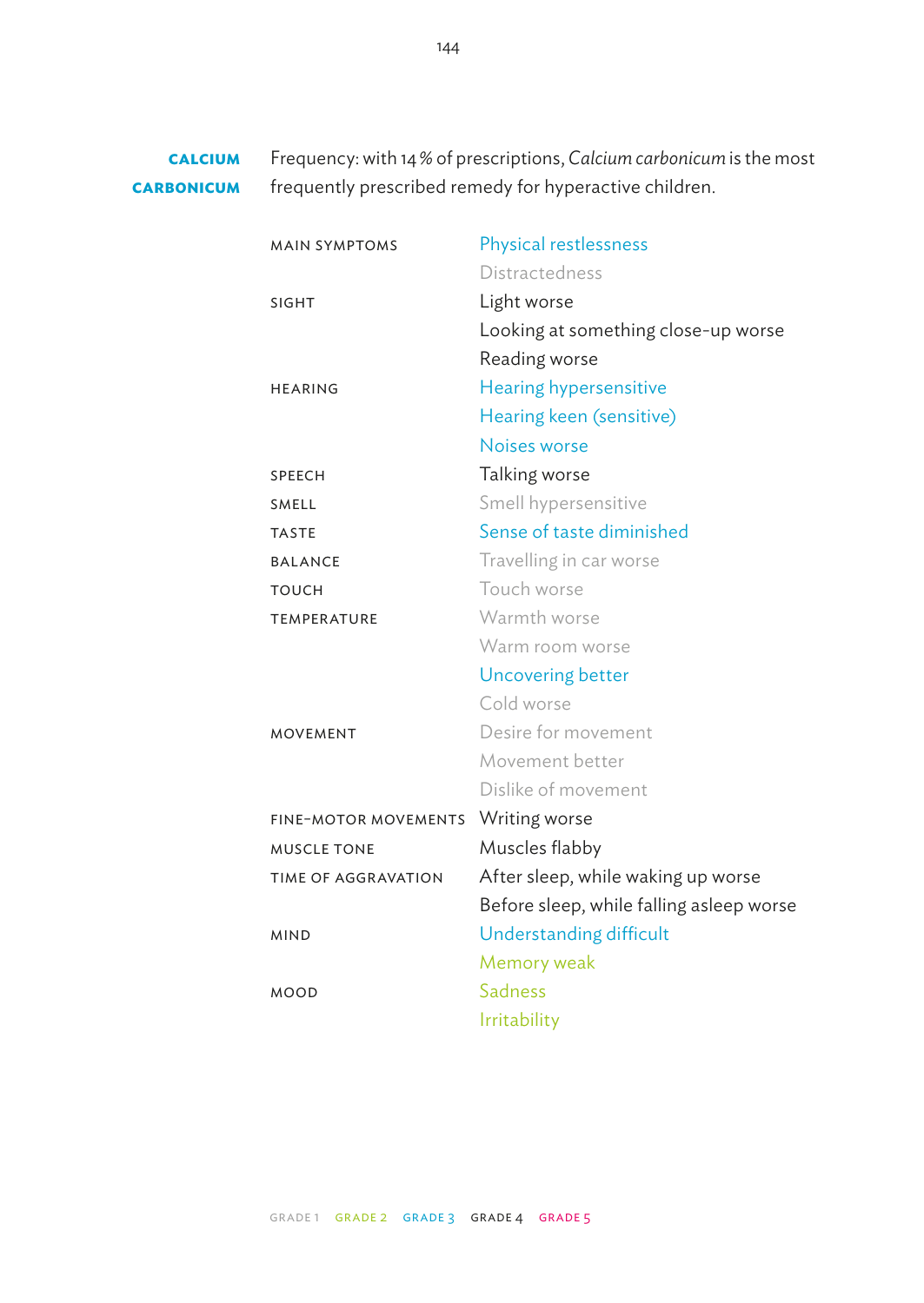## CALCIUM CARBONICUM

Frequency: with 14 % of prescriptions, *Calcium carbonicum* is the most frequently prescribed remedy for hyperactive children.

| | |
|---|---|
| MAIN SYMPTOMS | Physical restlessness |
| | Distractedness |
| SIGHT | Light worse |
| | Looking at something close-up worse |
| | Reading worse |
| HEARING | Hearing hypersensitive |
| | Hearing keen (sensitive) |
| | Noises worse |
| SPEECH | Talking worse |
| SMELL | Smell hypersensitive |
| TASTE | Sense of taste diminished |
| BALANCE | Travelling in car worse |
| TOUCH | Touch worse |
| TEMPERATURE | Warmth worse |
| | Warm room worse |
| | Uncovering better |
| | Cold worse |
| MOVEMENT | Desire for movement |
| | Movement better |
| | Dislike of movement |
| FINE-MOTOR MOVEMENTS | Writing worse |
| MUSCLE TONE | Muscles flabby |
| TIME OF AGGRAVATION | After sleep, while waking up worse |
| | Before sleep, while falling asleep worse |
| MIND | Understanding difficult |
| | Memory weak |
| MOOD | Sadness |
| | Irritability |

GRADE 1 GRADE 2 GRADE 3 GRADE 4 GRADE 5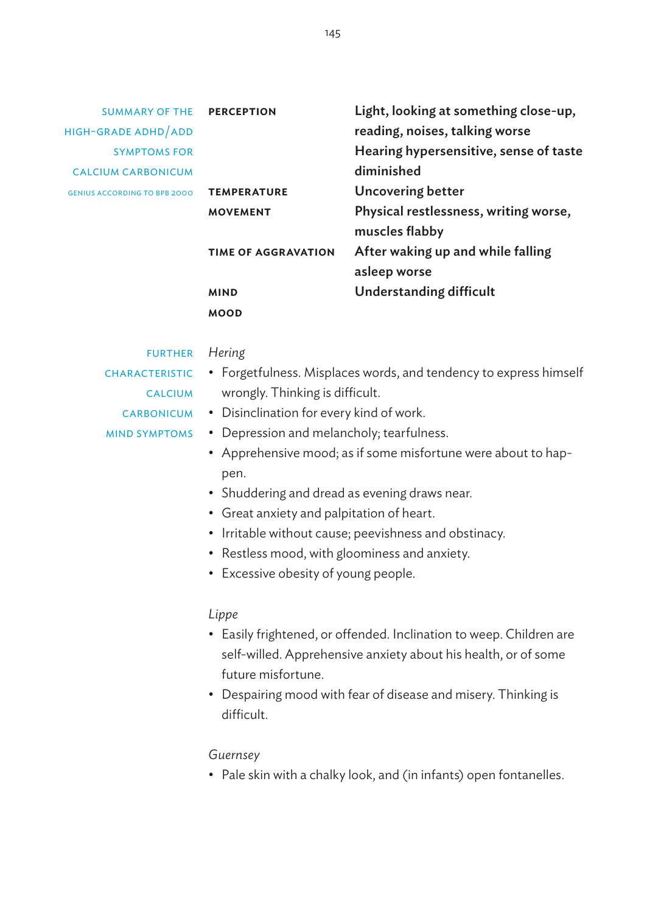SUMMARY OF THE HIGH-GRADE ADHD/ADD SYMPTOMS FOR CALCIUM CARBONICUM

GENIUS ACCORDING TO BPB 2000

| | |
|---|---|
| **PERCEPTION** | **Light, looking at something close-up, reading, noises, talking worse**<br>**Hearing hypersensitive, sense of taste diminished** |
| **TEMPERATURE** | **Uncovering better** |
| **MOVEMENT** | **Physical restlessness, writing worse, muscles flabby** |
| **TIME OF AGGRAVATION** | **After waking up and while falling asleep worse** |
| **MIND** | **Understanding difficult** |
| **MOOD** | |

FURTHER CHARACTERISTIC CALCIUM CARBONICUM MIND SYMPTOMS

*Hering*

- Forgetfulness. Misplaces words, and tendency to express himself wrongly. Thinking is difficult.
- Disinclination for every kind of work.
- Depression and melancholy; tearfulness.
- Apprehensive mood; as if some misfortune were about to happen.
- Shuddering and dread as evening draws near.
- Great anxiety and palpitation of heart.
- Irritable without cause; peevishness and obstinacy.
- Restless mood, with gloominess and anxiety.
- Excessive obesity of young people.

*Lippe*

- Easily frightened, or offended. Inclination to weep. Children are self-willed. Apprehensive anxiety about his health, or of some future misfortune.
- Despairing mood with fear of disease and misery. Thinking is difficult.

*Guernsey*

- Pale skin with a chalky look, and (in infants) open fontanelles.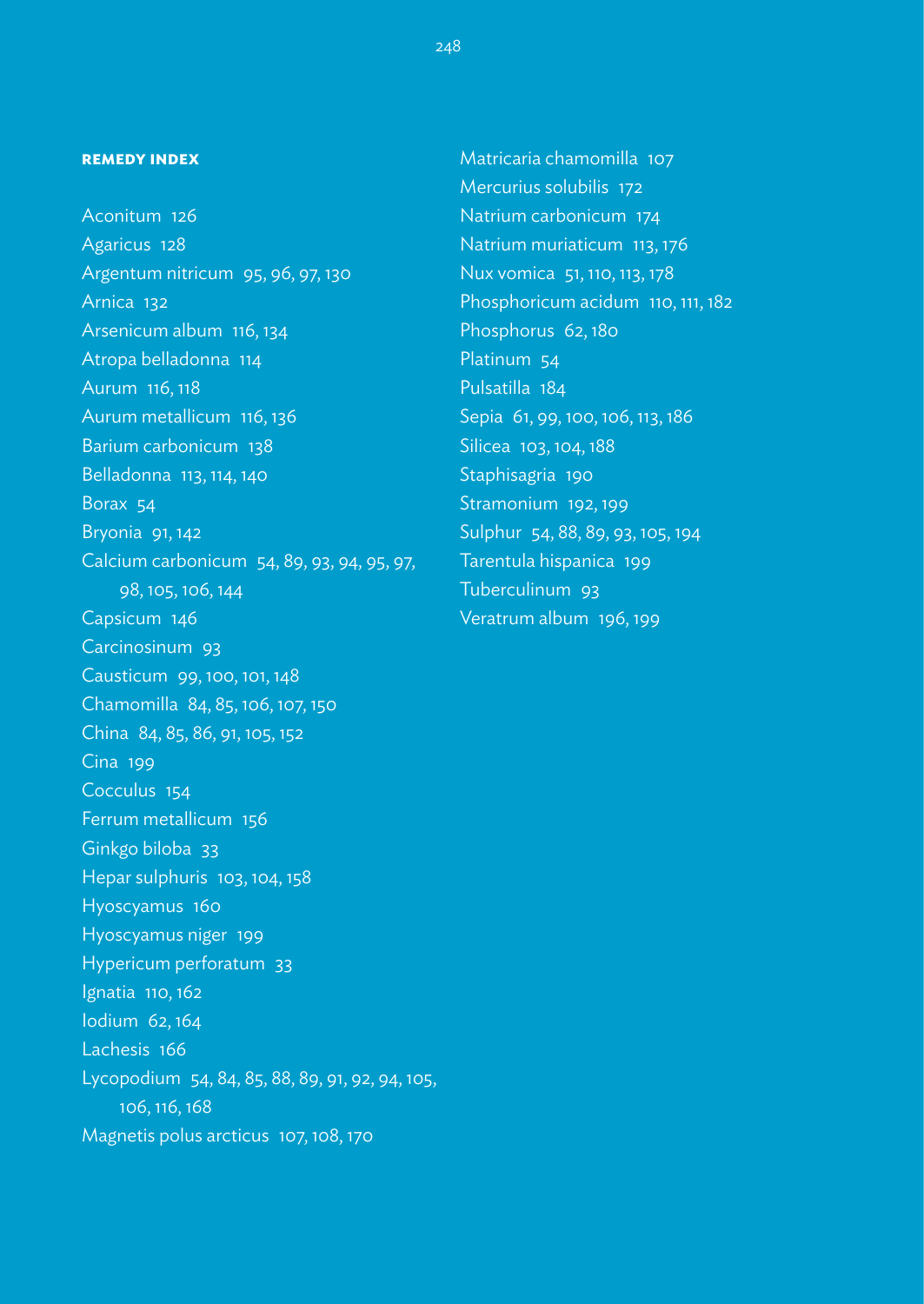**REMEDY INDEX**

Aconitum 126
Agaricus 128
Argentum nitricum 95, 96, 97, 130
Arnica 132
Arsenicum album 116, 134
Atropa belladonna 114
Aurum 116, 118
Aurum metallicum 116, 136
Barium carbonicum 138
Belladonna 113, 114, 140
Borax 54
Bryonia 91, 142
Calcium carbonicum 54, 89, 93, 94, 95, 97, 98, 105, 106, 144
Capsicum 146
Carcinosinum 93
Causticum 99, 100, 101, 148
Chamomilla 84, 85, 106, 107, 150
China 84, 85, 86, 91, 105, 152
Cina 199
Cocculus 154
Ferrum metallicum 156
Ginkgo biloba 33
Hepar sulphuris 103, 104, 158
Hyoscyamus 160
Hyoscyamus niger 199
Hypericum perforatum 33
Ignatia 110, 162
Iodium 62, 164
Lachesis 166
Lycopodium 54, 84, 85, 88, 89, 91, 92, 94, 105, 106, 116, 168
Magnetis polus arcticus 107, 108, 170
Matricaria chamomilla 107
Mercurius solubilis 172
Natrium carbonicum 174
Natrium muriaticum 113, 176
Nux vomica 51, 110, 113, 178
Phosphoricum acidum 110, 111, 182
Phosphorus 62, 180
Platinum 54
Pulsatilla 184
Sepia 61, 99, 100, 106, 113, 186
Silicea 103, 104, 188
Staphisagria 190
Stramonium 192, 199
Sulphur 54, 88, 89, 93, 105, 194
Tarentula hispanica 199
Tuberculinum 93
Veratrum album 196, 199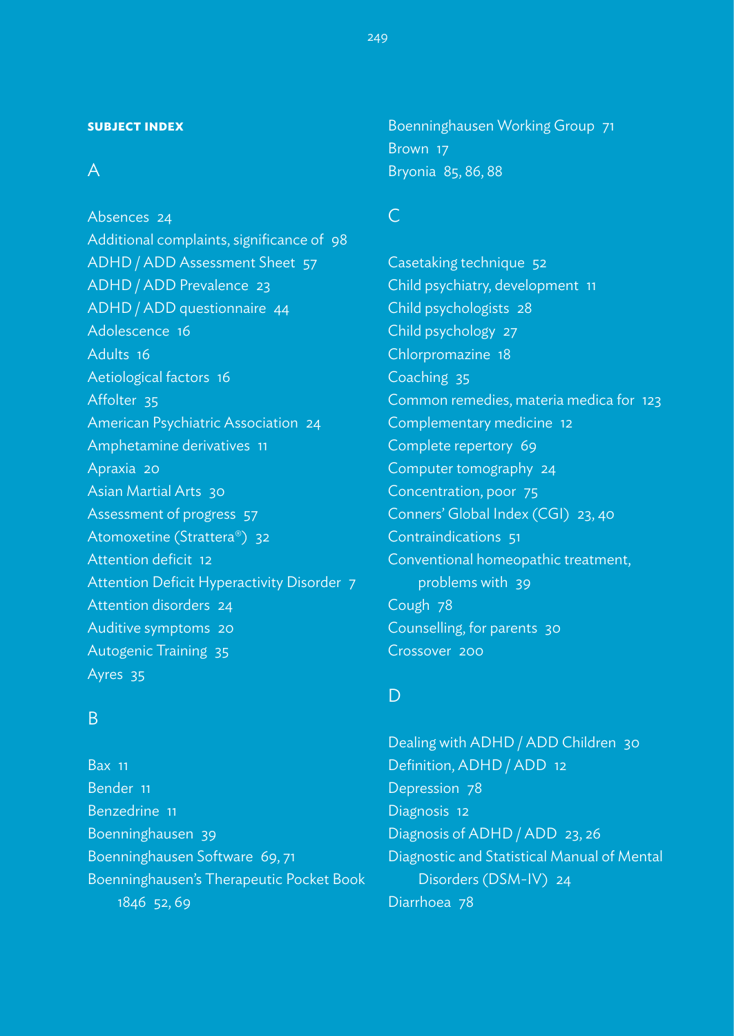**SUBJECT INDEX**

## A

Absences 24
Additional complaints, significance of 98
ADHD / ADD Assessment Sheet 57
ADHD / ADD Prevalence 23
ADHD / ADD questionnaire 44
Adolescence 16
Adults 16
Aetiological factors 16
Affolter 35
American Psychiatric Association 24
Amphetamine derivatives 11
Apraxia 20
Asian Martial Arts 30
Assessment of progress 57
Atomoxetine (Strattera®) 32
Attention deficit 12
Attention Deficit Hyperactivity Disorder 7
Attention disorders 24
Auditive symptoms 20
Autogenic Training 35
Ayres 35

## B

Bax 11
Bender 11
Benzedrine 11
Boenninghausen 39
Boenninghausen Software 69, 71
Boenninghausen's Therapeutic Pocket Book 1846 52, 69
Boenninghausen Working Group 71
Brown 17
Bryonia 85, 86, 88

## C

Casetaking technique 52
Child psychiatry, development 11
Child psychologists 28
Child psychology 27
Chlorpromazine 18
Coaching 35
Common remedies, materia medica for 123
Complementary medicine 12
Complete repertory 69
Computer tomography 24
Concentration, poor 75
Conners' Global Index (CGI) 23, 40
Contraindications 51
Conventional homeopathic treatment, problems with 39
Cough 78
Counselling, for parents 30
Crossover 200

## D

Dealing with ADHD / ADD Children 30
Definition, ADHD / ADD 12
Depression 78
Diagnosis 12
Diagnosis of ADHD / ADD 23, 26
Diagnostic and Statistical Manual of Mental Disorders (DSM-IV) 24
Diarrhoea 78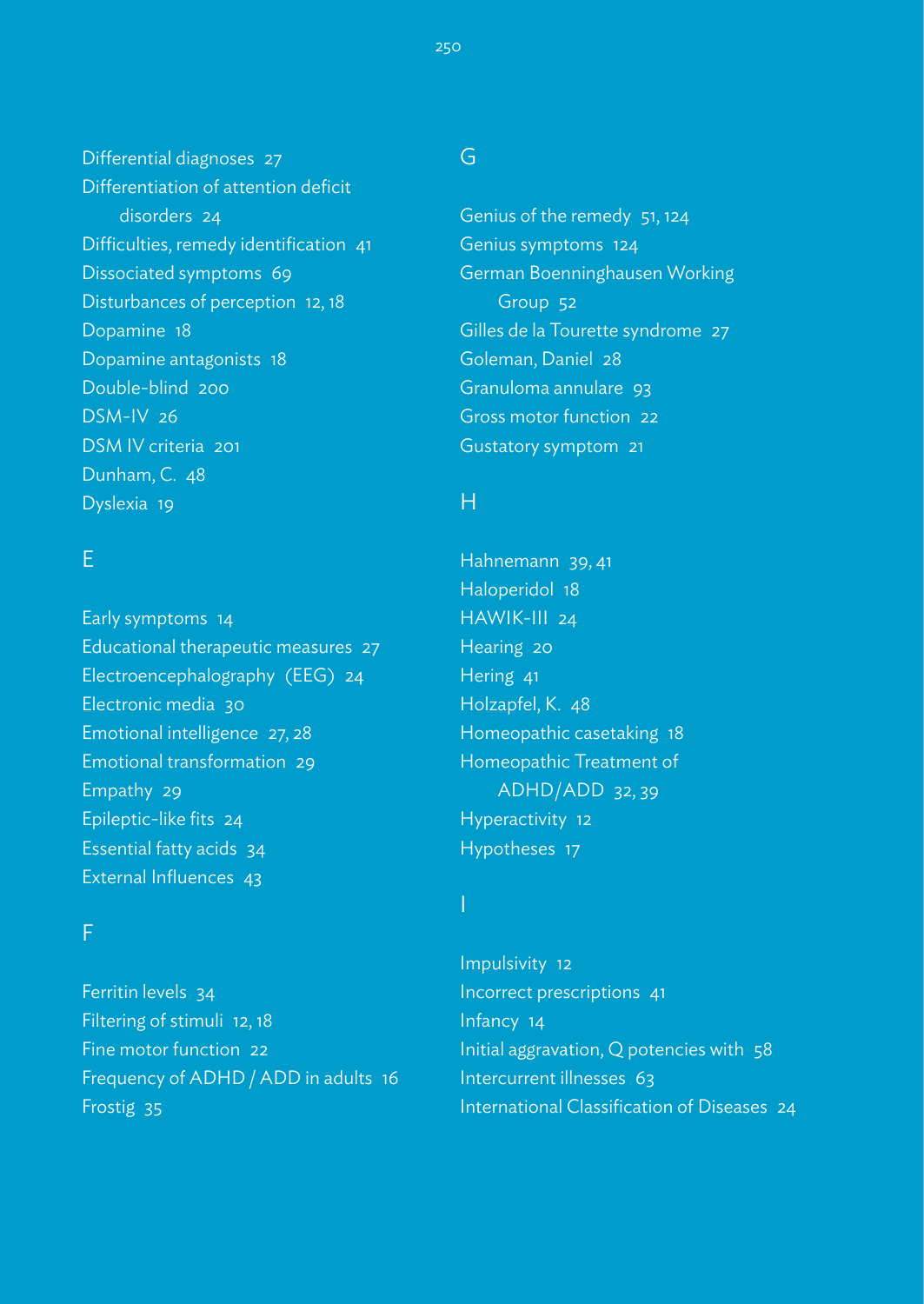Differential diagnoses 27
Differentiation of attention deficit disorders 24
Difficulties, remedy identification 41
Dissociated symptoms 69
Disturbances of perception 12, 18
Dopamine 18
Dopamine antagonists 18
Double-blind 200
DSM-IV 26
DSM IV criteria 201
Dunham, C. 48
Dyslexia 19

## E

Early symptoms 14
Educational therapeutic measures 27
Electroencephalography (EEG) 24
Electronic media 30
Emotional intelligence 27, 28
Emotional transformation 29
Empathy 29
Epileptic-like fits 24
Essential fatty acids 34
External Influences 43

## F

Ferritin levels 34
Filtering of stimuli 12, 18
Fine motor function 22
Frequency of ADHD / ADD in adults 16
Frostig 35

## G

Genius of the remedy 51, 124
Genius symptoms 124
German Boenninghausen Working Group 52
Gilles de la Tourette syndrome 27
Goleman, Daniel 28
Granuloma annulare 93
Gross motor function 22
Gustatory symptom 21

## H

Hahnemann 39, 41
Haloperidol 18
HAWIK-III 24
Hearing 20
Hering 41
Holzapfel, K. 48
Homeopathic casetaking 18
Homeopathic Treatment of ADHD/ADD 32, 39
Hyperactivity 12
Hypotheses 17

## I

Impulsivity 12
Incorrect prescriptions 41
Infancy 14
Initial aggravation, Q potencies with 58
Intercurrent illnesses 63
International Classification of Diseases 24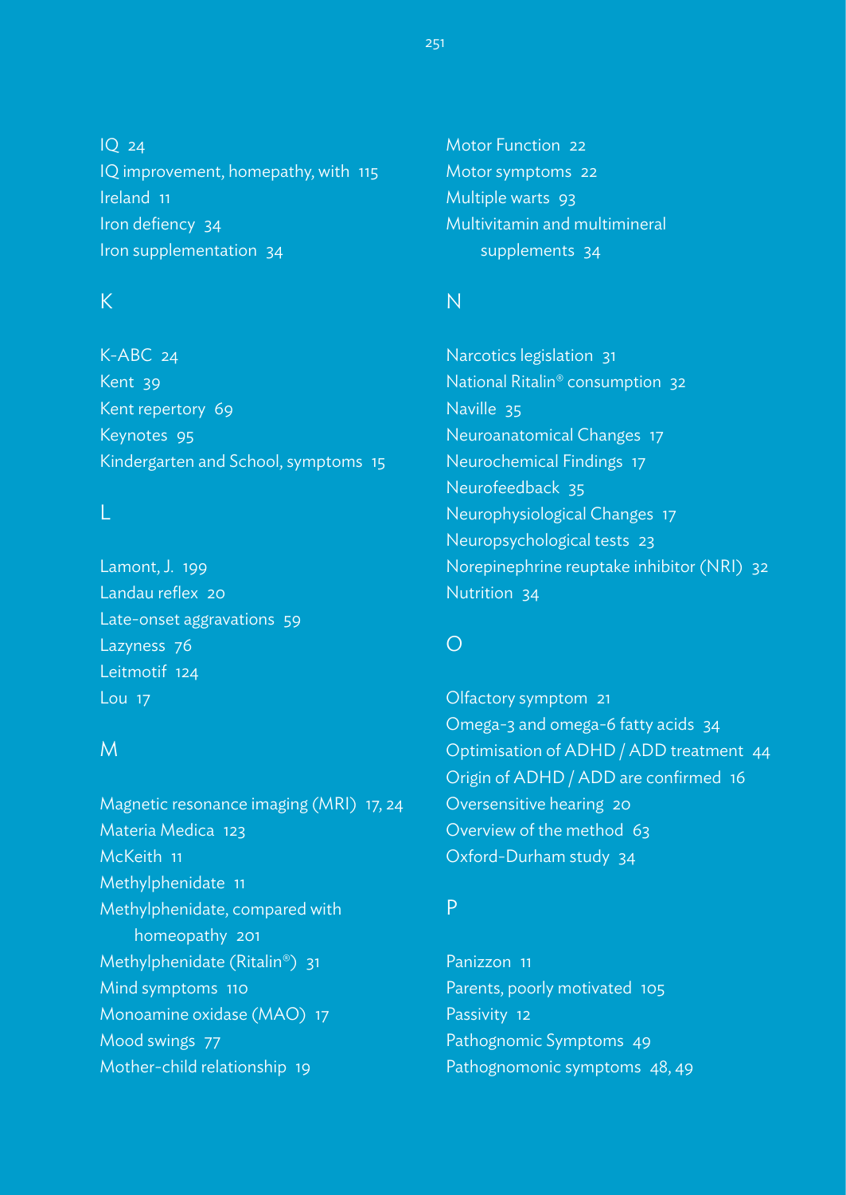IQ 24
IQ improvement, homepathy, with 115
Ireland 11
Iron defiency 34
Iron supplementation 34

## K

K-ABC 24
Kent 39
Kent repertory 69
Keynotes 95
Kindergarten and School, symptoms 15

## L

Lamont, J. 199
Landau reflex 20
Late-onset aggravations 59
Lazyness 76
Leitmotif 124
Lou 17

## M

Magnetic resonance imaging (MRI) 17, 24
Materia Medica 123
McKeith 11
Methylphenidate 11
Methylphenidate, compared with
  homeopathy 201
Methylphenidate (Ritalin®) 31
Mind symptoms 110
Monoamine oxidase (MAO) 17
Mood swings 77
Mother-child relationship 19
Motor Function 22
Motor symptoms 22
Multiple warts 93
Multivitamin and multimineral
  supplements 34

## N

Narcotics legislation 31
National Ritalin® consumption 32
Naville 35
Neuroanatomical Changes 17
Neurochemical Findings 17
Neurofeedback 35
Neurophysiological Changes 17
Neuropsychological tests 23
Norepinephrine reuptake inhibitor (NRI) 32
Nutrition 34

## O

Olfactory symptom 21
Omega-3 and omega-6 fatty acids 34
Optimisation of ADHD / ADD treatment 44
Origin of ADHD / ADD are confirmed 16
Oversensitive hearing 20
Overview of the method 63
Oxford-Durham study 34

## P

Panizzon 11
Parents, poorly motivated 105
Passivity 12
Pathognomic Symptoms 49
Pathognomonic symptoms 48, 49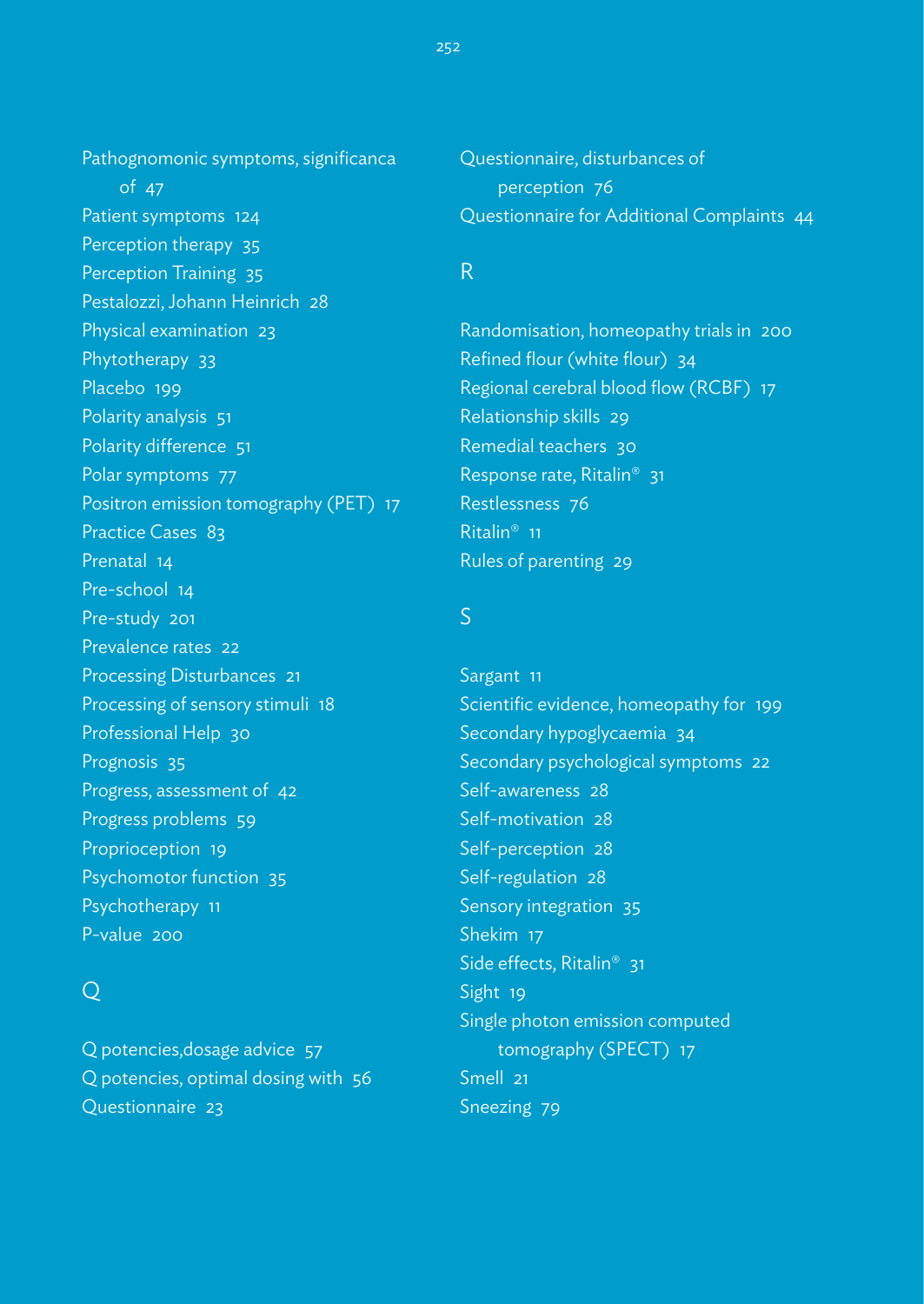Pathognomonic symptoms, significanca of 47
Patient symptoms 124
Perception therapy 35
Perception Training 35
Pestalozzi, Johann Heinrich 28
Physical examination 23
Phytotherapy 33
Placebo 199
Polarity analysis 51
Polarity difference 51
Polar symptoms 77
Positron emission tomography (PET) 17
Practice Cases 83
Prenatal 14
Pre-school 14
Pre-study 201
Prevalence rates 22
Processing Disturbances 21
Processing of sensory stimuli 18
Professional Help 30
Prognosis 35
Progress, assessment of 42
Progress problems 59
Proprioception 19
Psychomotor function 35
Psychotherapy 11
P-value 200

## Q

Q potencies,dosage advice 57
Q potencies, optimal dosing with 56
Questionnaire 23
Questionnaire, disturbances of perception 76
Questionnaire for Additional Complaints 44

## R

Randomisation, homeopathy trials in 200
Refined flour (white flour) 34
Regional cerebral blood flow (RCBF) 17
Relationship skills 29
Remedial teachers 30
Response rate, Ritalin® 31
Restlessness 76
Ritalin® 11
Rules of parenting 29

## S

Sargant 11
Scientific evidence, homeopathy for 199
Secondary hypoglycaemia 34
Secondary psychological symptoms 22
Self-awareness 28
Self-motivation 28
Self-perception 28
Self-regulation 28
Sensory integration 35
Shekim 17
Side effects, Ritalin® 31
Sight 19
Single photon emission computed tomography (SPECT) 17
Smell 21
Sneezing 79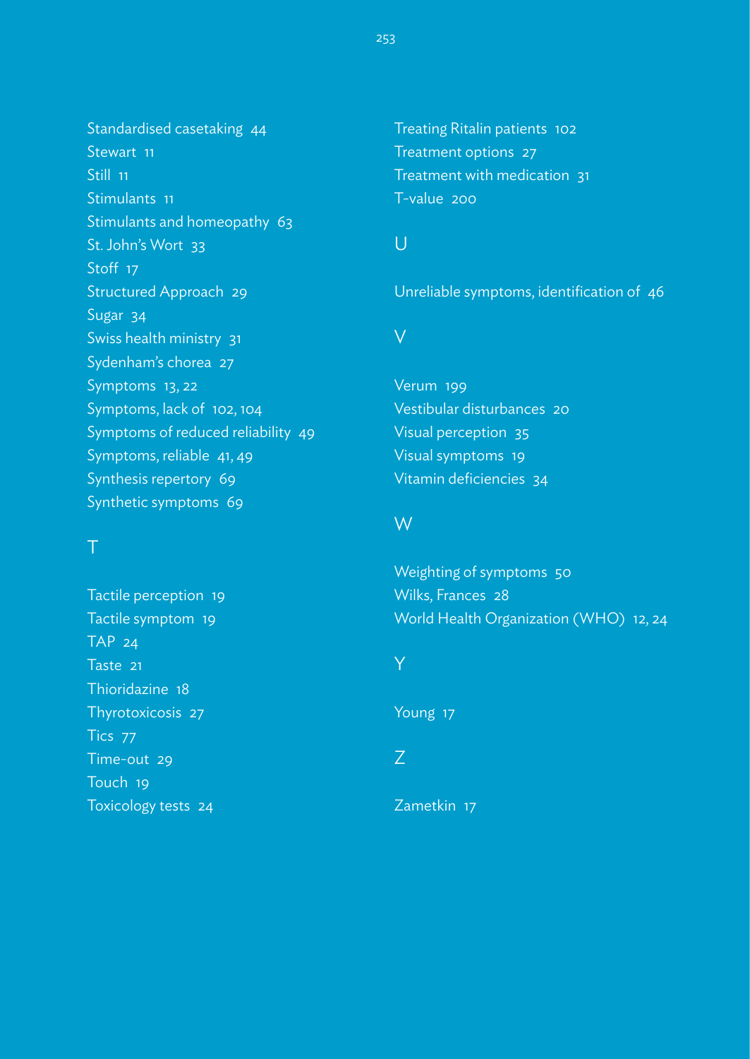Standardised casetaking 44
Stewart 11
Still 11
Stimulants 11
Stimulants and homeopathy 63
St. John's Wort 33
Stoff 17
Structured Approach 29
Sugar 34
Swiss health ministry 31
Sydenham's chorea 27
Symptoms 13, 22
Symptoms, lack of 102, 104
Symptoms of reduced reliability 49
Symptoms, reliable 41, 49
Synthesis repertory 69
Synthetic symptoms 69

## T

Tactile perception 19
Tactile symptom 19
TAP 24
Taste 21
Thioridazine 18
Thyrotoxicosis 27
Tics 77
Time-out 29
Touch 19
Toxicology tests 24
Treating Ritalin patients 102
Treatment options 27
Treatment with medication 31
T-value 200

## U

Unreliable symptoms, identification of 46

## V

Verum 199
Vestibular disturbances 20
Visual perception 35
Visual symptoms 19
Vitamin deficiencies 34

## W

Weighting of symptoms 50
Wilks, Frances 28
World Health Organization (WHO) 12, 24

## Y

Young 17

## Z

Zametkin 17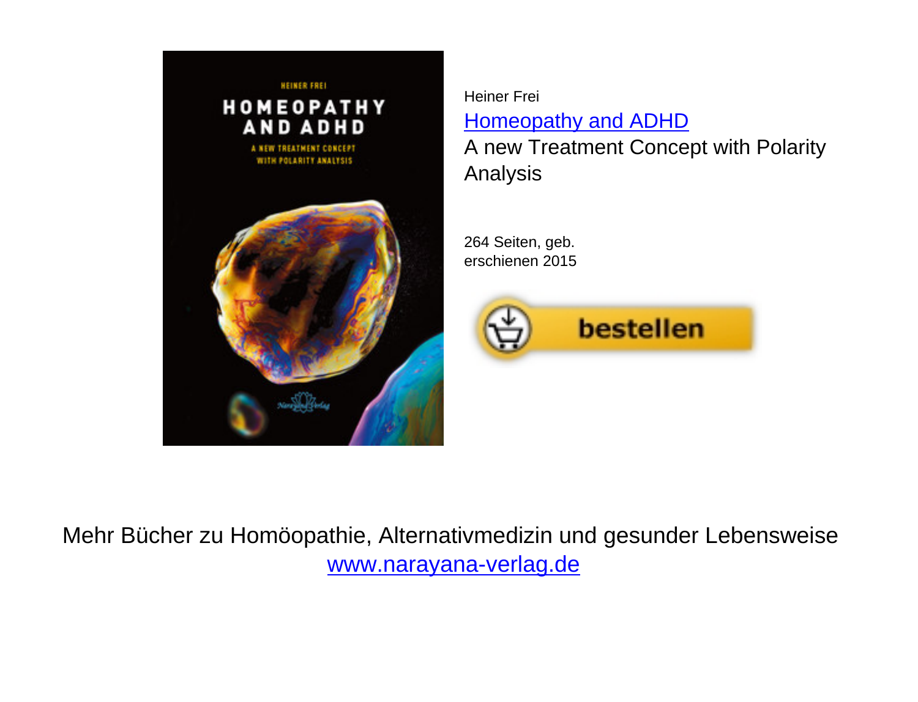Heiner Frei

[Homeopathy and ADHD](#)

A new Treatment Concept with Polarity Analysis

264 Seiten, geb.
erschienen 2015

bestellen

Mehr Bücher zu Homöopathie, Alternativmedizin und gesunder Lebensweise
[www.narayana-verlag.de](http://www.narayana-verlag.de)